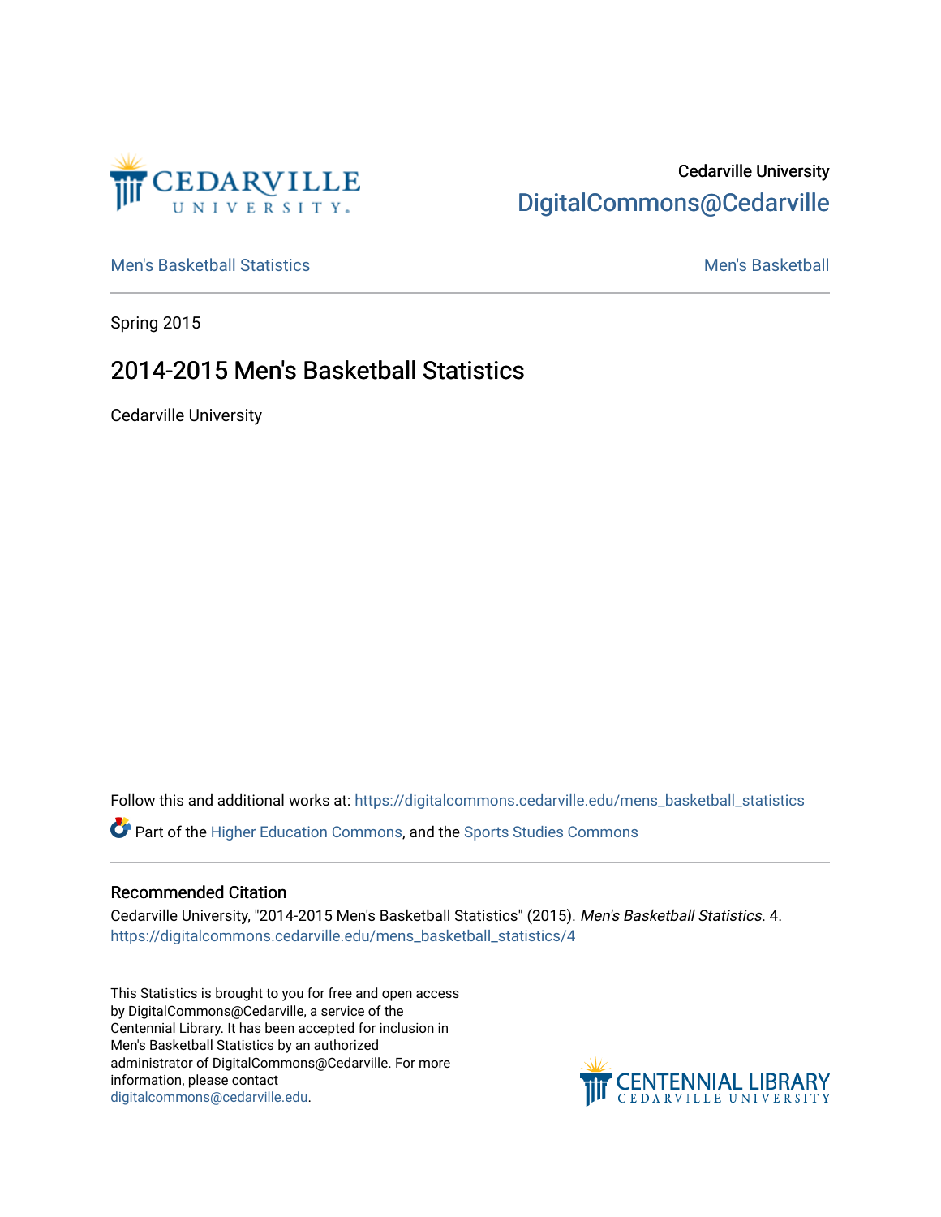Cedarville University
DigitalCommons@Cedarville

Men's Basketball Statistics | Men's Basketball

Spring 2015

# 2014-2015 Men's Basketball Statistics

Cedarville University

Follow this and additional works at: https://digitalcommons.cedarville.edu/mens_basketball_statistics

Part of the Higher Education Commons, and the Sports Studies Commons

## Recommended Citation

Cedarville University, "2014-2015 Men's Basketball Statistics" (2015). *Men's Basketball Statistics*. 4.
https://digitalcommons.cedarville.edu/mens_basketball_statistics/4

This Statistics is brought to you for free and open access by DigitalCommons@Cedarville, a service of the Centennial Library. It has been accepted for inclusion in Men's Basketball Statistics by an authorized administrator of DigitalCommons@Cedarville. For more information, please contact digitalcommons@cedarville.edu.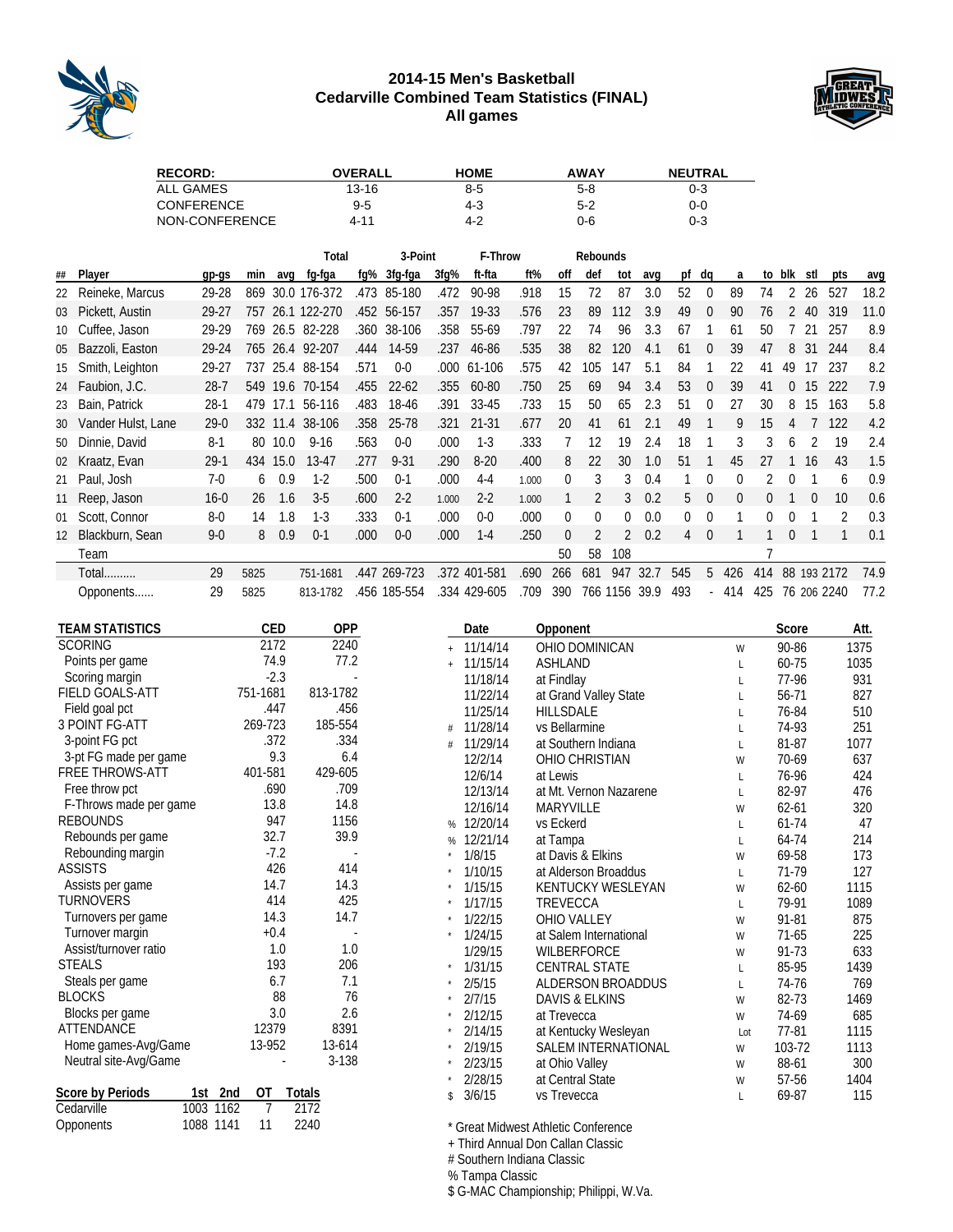# 2014-15 Men's Basketball
## Cedarville Combined Team Statistics (FINAL)
### All games

| RECORD: | OVERALL | HOME | AWAY | NEUTRAL |
|---|---|---|---|---|
| ALL GAMES | 13-16 | 8-5 | 5-8 | 0-3 |
| CONFERENCE | 9-5 | 4-3 | 5-2 | 0-0 |
| NON-CONFERENCE | 4-11 | 4-2 | 0-6 | 0-3 |

| | | | | | Total | | 3-Point | | F-Throw | | Rebounds | | | | | | | | | | | |
|---|---|---|---|---|---|---|---|---|---|---|---|---|---|---|---|---|---|---|---|---|---|---|
| ## | Player | gp-gs | min | avg | fg-fga | fg% | 3fg-fga | 3fg% | ft-fta | ft% | off | def | tot | avg | pf | dq | a | to | blk | stl | pts | avg |
| 22 | Reineke, Marcus | 29-28 | 869 | 30.0 | 176-372 | .473 | 85-180 | .472 | 90-98 | .918 | 15 | 72 | 87 | 3.0 | 52 | 0 | 89 | 74 | 2 | 26 | 527 | 18.2 |
| 03 | Pickett, Austin | 29-27 | 757 | 26.1 | 122-270 | .452 | 56-157 | .357 | 19-33 | .576 | 23 | 89 | 112 | 3.9 | 49 | 0 | 90 | 76 | 2 | 40 | 319 | 11.0 |
| 10 | Cuffee, Jason | 29-29 | 769 | 26.5 | 82-228 | .360 | 38-106 | .358 | 55-69 | .797 | 22 | 74 | 96 | 3.3 | 67 | 1 | 61 | 50 | 7 | 21 | 257 | 8.9 |
| 05 | Bazzoli, Easton | 29-24 | 765 | 26.4 | 92-207 | .444 | 14-59 | .237 | 46-86 | .535 | 38 | 82 | 120 | 4.1 | 61 | 0 | 39 | 47 | 8 | 31 | 244 | 8.4 |
| 15 | Smith, Leighton | 29-27 | 737 | 25.4 | 88-154 | .571 | 0-0 | .000 | 61-106 | .575 | 42 | 105 | 147 | 5.1 | 84 | 1 | 22 | 41 | 49 | 17 | 237 | 8.2 |
| 24 | Faubion, J.C. | 28-7 | 549 | 19.6 | 70-154 | .455 | 22-62 | .355 | 60-80 | .750 | 25 | 69 | 94 | 3.4 | 53 | 0 | 39 | 41 | 0 | 15 | 222 | 7.9 |
| 23 | Bain, Patrick | 28-1 | 479 | 17.1 | 56-116 | .483 | 18-46 | .391 | 33-45 | .733 | 15 | 50 | 65 | 2.3 | 51 | 0 | 27 | 30 | 8 | 15 | 163 | 5.8 |
| 30 | Vander Hulst, Lane | 29-0 | 332 | 11.4 | 38-106 | .358 | 25-78 | .321 | 21-31 | .677 | 20 | 41 | 61 | 2.1 | 49 | 1 | 9 | 15 | 4 | 7 | 122 | 4.2 |
| 50 | Dinnie, David | 8-1 | 80 | 10.0 | 9-16 | .563 | 0-0 | .000 | 1-3 | .333 | 7 | 12 | 19 | 2.4 | 18 | 1 | 3 | 3 | 6 | 2 | 19 | 2.4 |
| 02 | Kraatz, Evan | 29-1 | 434 | 15.0 | 13-47 | .277 | 9-31 | .290 | 8-20 | .400 | 8 | 22 | 30 | 1.0 | 51 | 1 | 45 | 27 | 1 | 16 | 43 | 1.5 |
| 21 | Paul, Josh | 7-0 | 6 | 0.9 | 1-2 | .500 | 0-1 | .000 | 4-4 | 1.000 | 0 | 3 | 3 | 0.4 | 1 | 0 | 0 | 2 | 0 | 1 | 6 | 0.9 |
| 11 | Reep, Jason | 16-0 | 26 | 1.6 | 3-5 | .600 | 2-2 | 1.000 | 2-2 | 1.000 | 1 | 2 | 3 | 0.2 | 5 | 0 | 0 | 0 | 1 | 0 | 10 | 0.6 |
| 01 | Scott, Connor | 8-0 | 14 | 1.8 | 1-3 | .333 | 0-1 | .000 | 0-0 | .000 | 0 | 0 | 0 | 0.0 | 0 | 0 | 1 | 0 | 0 | 1 | 2 | 0.3 |
| 12 | Blackburn, Sean | 9-0 | 8 | 0.9 | 0-1 | .000 | 0-0 | .000 | 1-4 | .250 | 0 | 2 | 2 | 0.2 | 4 | 0 | 1 | 1 | 0 | 1 | 1 | 0.1 |
| | Team | | | | | | | | | | 50 | 58 | 108 | | | | | 7 | | | | |
| | Total.......... | 29 | 5825 | | 751-1681 | .447 | 269-723 | .372 | 401-581 | .690 | 266 | 681 | 947 | 32.7 | 545 | 5 | 426 | 414 | 88 | 193 | 2172 | 74.9 |
| | Opponents...... | 29 | 5825 | | 813-1782 | .456 | 185-554 | .334 | 429-605 | .709 | 390 | 766 | 1156 | 39.9 | 493 | - | 414 | 425 | 76 | 206 | 2240 | 77.2 |

| TEAM STATISTICS | CED | OPP |
|---|---|---|
| SCORING | 2172 | 2240 |
| Points per game | 74.9 | 77.2 |
| Scoring margin | -2.3 | - |
| FIELD GOALS-ATT | 751-1681 | 813-1782 |
| Field goal pct | .447 | .456 |
| 3 POINT FG-ATT | 269-723 | 185-554 |
| 3-point FG pct | .372 | .334 |
| 3-pt FG made per game | 9.3 | 6.4 |
| FREE THROWS-ATT | 401-581 | 429-605 |
| Free throw pct | .690 | .709 |
| F-Throws made per game | 13.8 | 14.8 |
| REBOUNDS | 947 | 1156 |
| Rebounds per game | 32.7 | 39.9 |
| Rebounding margin | -7.2 | - |
| ASSISTS | 426 | 414 |
| Assists per game | 14.7 | 14.3 |
| TURNOVERS | 414 | 425 |
| Turnovers per game | 14.3 | 14.7 |
| Turnover margin | +0.4 | - |
| Assist/turnover ratio | 1.0 | 1.0 |
| STEALS | 193 | 206 |
| Steals per game | 6.7 | 7.1 |
| BLOCKS | 88 | 76 |
| Blocks per game | 3.0 | 2.6 |
| ATTENDANCE | 12379 | 8391 |
| Home games-Avg/Game | 13-952 | 13-614 |
| Neutral site-Avg/Game | - | 3-138 |

| Score by Periods | 1st | 2nd | OT | Totals |
|---|---|---|---|---|
| Cedarville | 1003 | 1162 | 7 | 2172 |
| Opponents | 1088 | 1141 | 11 | 2240 |

| | Date | Opponent | | Score | Att. |
|---|---|---|---|---|---|
| + | 11/14/14 | OHIO DOMINICAN | W | 90-86 | 1375 |
| + | 11/15/14 | ASHLAND | L | 60-75 | 1035 |
| | 11/18/14 | at Findlay | L | 77-96 | 931 |
| | 11/22/14 | at Grand Valley State | L | 56-71 | 827 |
| | 11/25/14 | HILLSDALE | L | 76-84 | 510 |
| # | 11/28/14 | vs Bellarmine | L | 74-93 | 251 |
| # | 11/29/14 | at Southern Indiana | L | 81-87 | 1077 |
| | 12/2/14 | OHIO CHRISTIAN | W | 70-69 | 637 |
| | 12/6/14 | at Lewis | L | 76-96 | 424 |
| | 12/13/14 | at Mt. Vernon Nazarene | L | 82-97 | 476 |
| | 12/16/14 | MARYVILLE | W | 62-61 | 320 |
| % | 12/20/14 | vs Eckerd | L | 61-74 | 47 |
| % | 12/21/14 | at Tampa | L | 64-74 | 214 |
| * | 1/8/15 | at Davis & Elkins | W | 69-58 | 173 |
| * | 1/10/15 | at Alderson Broaddus | L | 71-79 | 127 |
| * | 1/15/15 | KENTUCKY WESLEYAN | W | 62-60 | 1115 |
| * | 1/17/15 | TREVECCA | L | 79-91 | 1089 |
| * | 1/22/15 | OHIO VALLEY | W | 91-81 | 875 |
| * | 1/24/15 | at Salem International | W | 71-65 | 225 |
| | 1/29/15 | WILBERFORCE | W | 91-73 | 633 |
| * | 1/31/15 | CENTRAL STATE | L | 85-95 | 1439 |
| * | 2/5/15 | ALDERSON BROADDUS | L | 74-76 | 769 |
| * | 2/7/15 | DAVIS & ELKINS | W | 82-73 | 1469 |
| * | 2/12/15 | at Trevecca | W | 74-69 | 685 |
| * | 2/14/15 | at Kentucky Wesleyan | Lot | 77-81 | 1115 |
| * | 2/19/15 | SALEM INTERNATIONAL | W | 103-72 | 1113 |
| * | 2/23/15 | at Ohio Valley | W | 88-61 | 300 |
| * | 2/28/15 | at Central State | W | 57-56 | 1404 |
| $ | 3/6/15 | vs Trevecca | L | 69-87 | 115 |

* Great Midwest Athletic Conference
+ Third Annual Don Callan Classic
# Southern Indiana Classic
% Tampa Classic
$ G-MAC Championship; Philippi, W.Va.